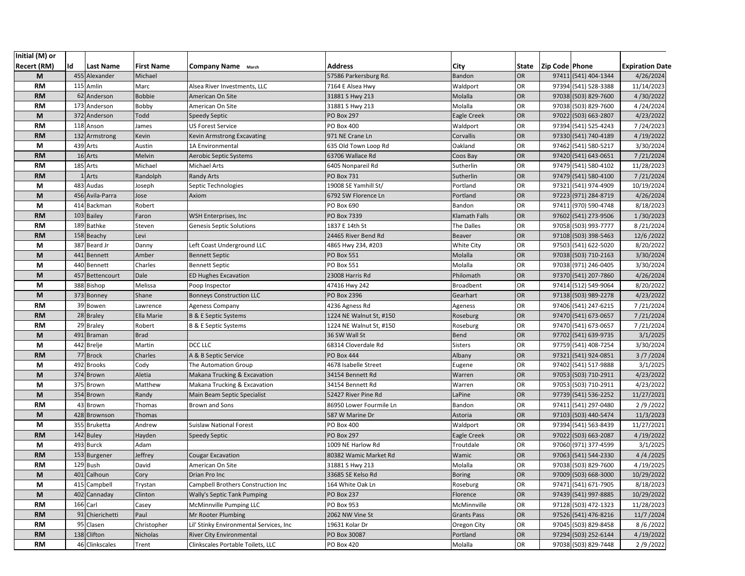| Initial (M) or Recert (RM) | Id | Last Name | First Name | Company Name March | Address | City | State | Zip Code | Phone | Expiration Date |
|---|---|---|---|---|---|---|---|---|---|---|
| M | 455 | Alexander | Michael | | 57586 Parkersburg Rd. | Bandon | OR | 97411 | (541) 404-1344 | 4/26/2024 |
| RM | 115 | Amlin | Marc | Alsea River Investments, LLC | 7164 E Alsea Hwy | Waldport | OR | 97394 | (541) 528-3388 | 11/14/2023 |
| RM | 62 | Anderson | Bobbie | American On Site | 31881 S Hwy 213 | Molalla | OR | 97038 | (503) 829-7600 | 4 /30/2022 |
| RM | 173 | Anderson | Bobby | American On Site | 31881 S Hwy 213 | Molalla | OR | 97038 | (503) 829-7600 | 4 /24/2024 |
| M | 372 | Anderson | Todd | Speedy Septic | PO Box 297 | Eagle Creek | OR | 97022 | (503) 663-2807 | 4/23/2022 |
| RM | 118 | Anson | James | US Forest Service | PO Box 400 | Waldport | OR | 97394 | (541) 525-4243 | 7 /24/2023 |
| RM | 132 | Armstrong | Kevin | Kevin Armstrong Excavating | 971 NE Crane Ln | Corvallis | OR | 97330 | (541) 740-4189 | 4 /19/2022 |
| M | 439 | Arts | Austin | 1A Environmental | 635 Old Town Loop Rd | Oakland | OR | 97462 | (541) 580-5217 | 3/30/2024 |
| RM | 16 | Arts | Melvin | Aerobic Septic Systems | 63706 Wallace Rd | Coos Bay | OR | 97420 | (541) 643-0651 | 7 /21/2024 |
| RM | 185 | Arts | Michael | Michael Arts | 6405 Nonpareil Rd | Sutherlin | OR | 97479 | (541) 580-4102 | 11/28/2023 |
| RM | 1 | Arts | Randolph | Randy Arts | PO Box 731 | Sutherlin | OR | 97479 | (541) 580-4100 | 7 /21/2024 |
| M | 483 | Audas | Joseph | Septic Technologies | 19008 SE Yamhill St/ | Portland | OR | 97321 | (541) 974-4909 | 10/19/2024 |
| M | 456 | Avila-Parra | Jose | Axiom | 6792 SW Florence Ln | Portland | OR | 97223 | (971) 284-8719 | 4/26/2024 |
| M | 414 | Backman | Robert | | PO Box 690 | Bandon | OR | 97411 | (970) 590-4748 | 8/18/2023 |
| RM | 103 | Bailey | Faron | WSH Enterprises, Inc | PO Box 7339 | Klamath Falls | OR | 97602 | (541) 273-9506 | 1 /30/2023 |
| RM | 189 | Bathke | Steven | Genesis Septic Solutions | 1837 E 14th St | The Dalles | OR | 97058 | (503) 993-7777 | 8 /21/2024 |
| RM | 158 | Beachy | Levi | | 24465 River Bend Rd | Beaver | OR | 97108 | (503) 398-5463 | 12/6 /2022 |
| M | 387 | Beard Jr | Danny | Left Coast Underground LLC | 4865 Hwy 234, #203 | White City | OR | 97503 | (541) 622-5020 | 8/20/2022 |
| M | 441 | Bennett | Amber | Bennett Septic | PO Box 551 | Molalla | OR | 97038 | (503) 710-2163 | 3/30/2024 |
| M | 440 | Bennett | Charles | Bennett Septic | PO Box 551 | Molalla | OR | 97038 | (971) 246-0405 | 3/30/2024 |
| M | 457 | Bettencourt | Dale | ED Hughes Excavation | 23008 Harris Rd | Philomath | OR | 97370 | (541) 207-7860 | 4/26/2024 |
| M | 388 | Bishop | Melissa | Poop Inspector | 47416 Hwy 242 | Broadbent | OR | 97414 | (512) 549-9064 | 8/20/2022 |
| M | 373 | Bonney | Shane | Bonneys Construction LLC | PO Box 2396 | Gearhart | OR | 97138 | (503) 989-2278 | 4/23/2022 |
| RM | 39 | Bowen | Lawrence | Ageness Company | 4236 Agness Rd | Ageness | OR | 97406 | (541) 247-6215 | 7 /21/2024 |
| RM | 28 | Braley | Ella Marie | B & E Septic Systems | 1224 NE Walnut St, #150 | Roseburg | OR | 97470 | (541) 673-0657 | 7 /21/2024 |
| RM | 29 | Braley | Robert | B & E Septic Systems | 1224 NE Walnut St, #150 | Roseburg | OR | 97470 | (541) 673-0657 | 7 /21/2024 |
| M | 491 | Braman | Brad | | 36 SW Wall St | Bend | OR | 97702 | (541) 639-9735 | 3/1/2025 |
| M | 442 | Brelje | Martin | DCC LLC | 68314 Cloverdale Rd | Sisters | OR | 97759 | (541) 408-7254 | 3/30/2024 |
| RM | 77 | Brock | Charles | A & B Septic Service | PO Box 444 | Albany | OR | 97321 | (541) 924-0851 | 3 /7 /2024 |
| M | 492 | Brooks | Cody | The Automation Group | 4678 Isabelle Street | Eugene | OR | 97402 | (541) 517-9888 | 3/1/2025 |
| M | 374 | Brown | Aletia | Makana Trucking & Excavation | 34154 Bennett Rd | Warren | OR | 97053 | (503) 710-2911 | 4/23/2022 |
| M | 375 | Brown | Matthew | Makana Trucking & Excavation | 34154 Bennett Rd | Warren | OR | 97053 | (503) 710-2911 | 4/23/2022 |
| M | 354 | Brown | Randy | Main Beam Septic Specialist | 52427 River Pine Rd | LaPine | OR | 97739 | (541) 536-2252 | 11/27/2021 |
| RM | 43 | Brown | Thomas | Brown and Sons | 86950 Lower Fourmile Ln | Bandon | OR | 97411 | (541) 297-0480 | 2 /9 /2022 |
| M | 428 | Brownson | Thomas | | 587 W Marine Dr | Astoria | OR | 97103 | (503) 440-5474 | 11/3/2023 |
| M | 355 | Bruketta | Andrew | Suislaw National Forest | PO Box 400 | Waldport | OR | 97394 | (541) 563-8439 | 11/27/2021 |
| RM | 142 | Buley | Hayden | Speedy Septic | PO Box 297 | Eagle Creek | OR | 97022 | (503) 663-2087 | 4 /19/2022 |
| M | 493 | Burck | Adam | | 1009 NE Harlow Rd | Troutdale | OR | 97060 | (971) 377-4599 | 3/1/2025 |
| RM | 153 | Burgener | Jeffrey | Cougar Excavation | 80382 Wamic Market Rd | Wamic | OR | 97063 | (541) 544-2330 | 4 /4 /2025 |
| RM | 129 | Bush | David | American On Site | 31881 S Hwy 213 | Molalla | OR | 97038 | (503) 829-7600 | 4 /19/2025 |
| M | 401 | Calhoun | Cory | Drian Pro Inc | 33685 SE Kelso Rd | Boring | OR | 97009 | (503) 668-3000 | 10/29/2022 |
| M | 415 | Campbell | Trystan | Campbell Brothers Construction Inc | 164 White Oak Ln | Roseburg | OR | 97471 | (541) 671-7905 | 8/18/2023 |
| M | 402 | Cannaday | Clinton | Wally's Septic Tank Pumping | PO Box 237 | Florence | OR | 97439 | (541) 997-8885 | 10/29/2022 |
| RM | 166 | Carl | Casey | McMinnville Pumping LLC | PO Box 953 | McMinnville | OR | 97128 | (503) 472-1323 | 11/28/2023 |
| RM | 91 | Chierichetti | Paul | Mr Rooter Plumbing | 2062 NW Vine St | Grants Pass | OR | 97526 | (541) 476-8216 | 11/7 /2024 |
| RM | 95 | Clasen | Christopher | Lil' Stinky Environmental Services, Inc | 19631 Kolar Dr | Oregon City | OR | 97045 | (503) 829-8458 | 8 /6 /2022 |
| RM | 138 | Clifton | Nicholas | River City Environmental | PO Box 30087 | Portland | OR | 97294 | (503) 252-6144 | 4 /19/2022 |
| RM | 46 | Clinkscales | Trent | Clinkscales Portable Toilets, LLC | PO Box 420 | Molalla | OR | 97038 | (503) 829-7448 | 2 /9 /2022 |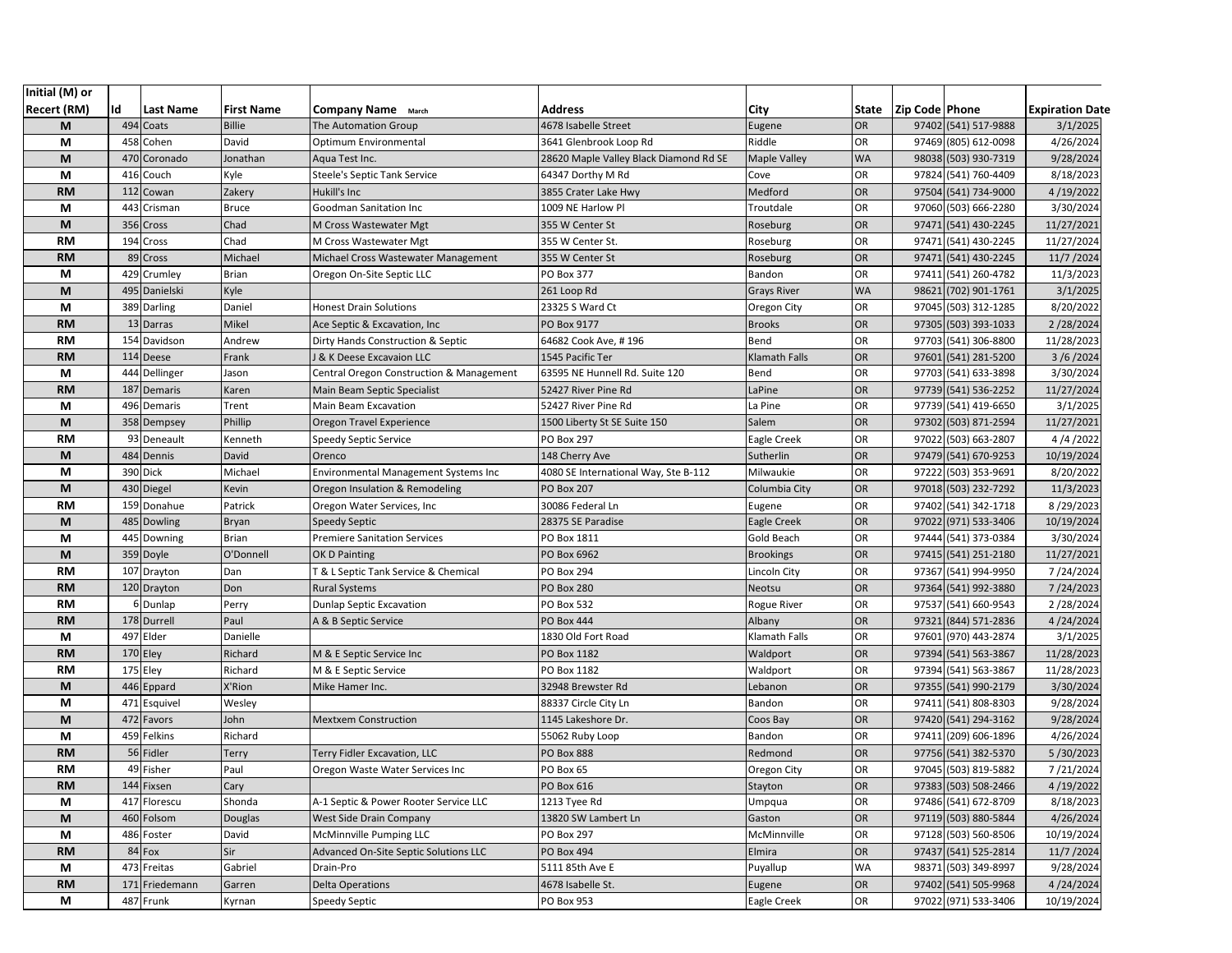| Initial (M) or Recert (RM) | Id | Last Name | First Name | Company Name March | Address | City | State | Zip Code | Phone | Expiration Date |
|---|---|---|---|---|---|---|---|---|---|---|
| M | 494 | Coats | Billie | The Automation Group | 4678 Isabelle Street | Eugene | OR | 97402 | (541) 517-9888 | 3/1/2025 |
| M | 458 | Cohen | David | Optimum Environmental | 3641 Glenbrook Loop Rd | Riddle | OR | 97469 | (805) 612-0098 | 4/26/2024 |
| M | 470 | Coronado | Jonathan | Aqua Test Inc. | 28620 Maple Valley Black Diamond Rd SE | Maple Valley | WA | 98038 | (503) 930-7319 | 9/28/2024 |
| M | 416 | Couch | Kyle | Steele's Septic Tank Service | 64347 Dorthy M Rd | Cove | OR | 97824 | (541) 760-4409 | 8/18/2023 |
| RM | 112 | Cowan | Zakery | Hukill's Inc | 3855 Crater Lake Hwy | Medford | OR | 97504 | (541) 734-9000 | 4 /19/2022 |
| M | 443 | Crisman | Bruce | Goodman Sanitation Inc | 1009 NE Harlow Pl | Troutdale | OR | 97060 | (503) 666-2280 | 3/30/2024 |
| M | 356 | Cross | Chad | M Cross Wastewater Mgt | 355 W Center St | Roseburg | OR | 97471 | (541) 430-2245 | 11/27/2021 |
| RM | 194 | Cross | Chad | M Cross Wastewater Mgt | 355 W Center St. | Roseburg | OR | 97471 | (541) 430-2245 | 11/27/2024 |
| RM | 89 | Cross | Michael | Michael Cross Wastewater Management | 355 W Center St | Roseburg | OR | 97471 | (541) 430-2245 | 11/7 /2024 |
| M | 429 | Crumley | Brian | Oregon On-Site Septic LLC | PO Box 377 | Bandon | OR | 97411 | (541) 260-4782 | 11/3/2023 |
| M | 495 | Danielski | Kyle | | 261 Loop Rd | Grays River | WA | 98621 | (702) 901-1761 | 3/1/2025 |
| M | 389 | Darling | Daniel | Honest Drain Solutions | 23325 S Ward Ct | Oregon City | OR | 97045 | (503) 312-1285 | 8/20/2022 |
| RM | 13 | Darras | Mikel | Ace Septic & Excavation, Inc | PO Box 9177 | Brooks | OR | 97305 | (503) 393-1033 | 2 /28/2024 |
| RM | 154 | Davidson | Andrew | Dirty Hands Construction & Septic | 64682 Cook Ave, # 196 | Bend | OR | 97703 | (541) 306-8800 | 11/28/2023 |
| RM | 114 | Deese | Frank | J & K Deese Excavaion LLC | 1545 Pacific Ter | Klamath Falls | OR | 97601 | (541) 281-5200 | 3 /6 /2024 |
| M | 444 | Dellinger | Jason | Central Oregon Construction & Management | 63595 NE Hunnell Rd. Suite 120 | Bend | OR | 97703 | (541) 633-3898 | 3/30/2024 |
| RM | 187 | Demaris | Karen | Main Beam Septic Specialist | 52427 River Pine Rd | LaPine | OR | 97739 | (541) 536-2252 | 11/27/2024 |
| M | 496 | Demaris | Trent | Main Beam Excavation | 52427 River Pine Rd | La Pine | OR | 97739 | (541) 419-6650 | 3/1/2025 |
| M | 358 | Dempsey | Phillip | Oregon Travel Experience | 1500 Liberty St SE Suite 150 | Salem | OR | 97302 | (503) 871-2594 | 11/27/2021 |
| RM | 93 | Deneault | Kenneth | Speedy Septic Service | PO Box 297 | Eagle Creek | OR | 97022 | (503) 663-2807 | 4 /4 /2022 |
| M | 484 | Dennis | David | Orenco | 148 Cherry Ave | Sutherlin | OR | 97479 | (541) 670-9253 | 10/19/2024 |
| M | 390 | Dick | Michael | Environmental Management Systems Inc | 4080 SE International Way, Ste B-112 | Milwaukie | OR | 97222 | (503) 353-9691 | 8/20/2022 |
| M | 430 | Diegel | Kevin | Oregon Insulation & Remodeling | PO Box 207 | Columbia City | OR | 97018 | (503) 232-7292 | 11/3/2023 |
| RM | 159 | Donahue | Patrick | Oregon Water Services, Inc | 30086 Federal Ln | Eugene | OR | 97402 | (541) 342-1718 | 8 /29/2023 |
| M | 485 | Dowling | Bryan | Speedy Septic | 28375 SE Paradise | Eagle Creek | OR | 97022 | (971) 533-3406 | 10/19/2024 |
| M | 445 | Downing | Brian | Premiere Sanitation Services | PO Box 1811 | Gold Beach | OR | 97444 | (541) 373-0384 | 3/30/2024 |
| M | 359 | Doyle | O'Donnell | OK D Painting | PO Box 6962 | Brookings | OR | 97415 | (541) 251-2180 | 11/27/2021 |
| RM | 107 | Drayton | Dan | T & L Septic Tank Service & Chemical | PO Box 294 | Lincoln City | OR | 97367 | (541) 994-9950 | 7 /24/2024 |
| RM | 120 | Drayton | Don | Rural Systems | PO Box 280 | Neotsu | OR | 97364 | (541) 992-3880 | 7 /24/2023 |
| RM | 6 | Dunlap | Perry | Dunlap Septic Excavation | PO Box 532 | Rogue River | OR | 97537 | (541) 660-9543 | 2 /28/2024 |
| RM | 178 | Durrell | Paul | A & B Septic Service | PO Box 444 | Albany | OR | 97321 | (844) 571-2836 | 4 /24/2024 |
| M | 497 | Elder | Danielle | | 1830 Old Fort Road | Klamath Falls | OR | 97601 | (970) 443-2874 | 3/1/2025 |
| RM | 170 | Eley | Richard | M & E Septic Service Inc | PO Box 1182 | Waldport | OR | 97394 | (541) 563-3867 | 11/28/2023 |
| RM | 175 | Eley | Richard | M & E Septic Service | PO Box 1182 | Waldport | OR | 97394 | (541) 563-3867 | 11/28/2023 |
| M | 446 | Eppard | X'Rion | Mike Hamer Inc. | 32948 Brewster Rd | Lebanon | OR | 97355 | (541) 990-2179 | 3/30/2024 |
| M | 471 | Esquivel | Wesley | | 88337 Circle City Ln | Bandon | OR | 97411 | (541) 808-8303 | 9/28/2024 |
| M | 472 | Favors | John | Mextxem Construction | 1145 Lakeshore Dr. | Coos Bay | OR | 97420 | (541) 294-3162 | 9/28/2024 |
| M | 459 | Felkins | Richard | | 55062 Ruby Loop | Bandon | OR | 97411 | (209) 606-1896 | 4/26/2024 |
| RM | 56 | Fidler | Terry | Terry Fidler Excavation, LLC | PO Box 888 | Redmond | OR | 97756 | (541) 382-5370 | 5 /30/2023 |
| RM | 49 | Fisher | Paul | Oregon Waste Water Services Inc | PO Box 65 | Oregon City | OR | 97045 | (503) 819-5882 | 7 /21/2024 |
| RM | 144 | Fixsen | Cary | | PO Box 616 | Stayton | OR | 97383 | (503) 508-2466 | 4 /19/2022 |
| M | 417 | Florescu | Shonda | A-1 Septic & Power Rooter Service LLC | 1213 Tyee Rd | Umpqua | OR | 97486 | (541) 672-8709 | 8/18/2023 |
| M | 460 | Folsom | Douglas | West Side Drain Company | 13820 SW Lambert Ln | Gaston | OR | 97119 | (503) 880-5844 | 4/26/2024 |
| M | 486 | Foster | David | McMinnville Pumping LLC | PO Box 297 | McMinnville | OR | 97128 | (503) 560-8506 | 10/19/2024 |
| RM | 84 | Fox | Sir | Advanced On-Site Septic Solutions LLC | PO Box 494 | Elmira | OR | 97437 | (541) 525-2814 | 11/7 /2024 |
| M | 473 | Freitas | Gabriel | Drain-Pro | 5111 85th Ave E | Puyallup | WA | 98371 | (503) 349-8997 | 9/28/2024 |
| RM | 171 | Friedemann | Garren | Delta Operations | 4678 Isabelle St. | Eugene | OR | 97402 | (541) 505-9968 | 4 /24/2024 |
| M | 487 | Frunk | Kyrnan | Speedy Septic | PO Box 953 | Eagle Creek | OR | 97022 | (971) 533-3406 | 10/19/2024 |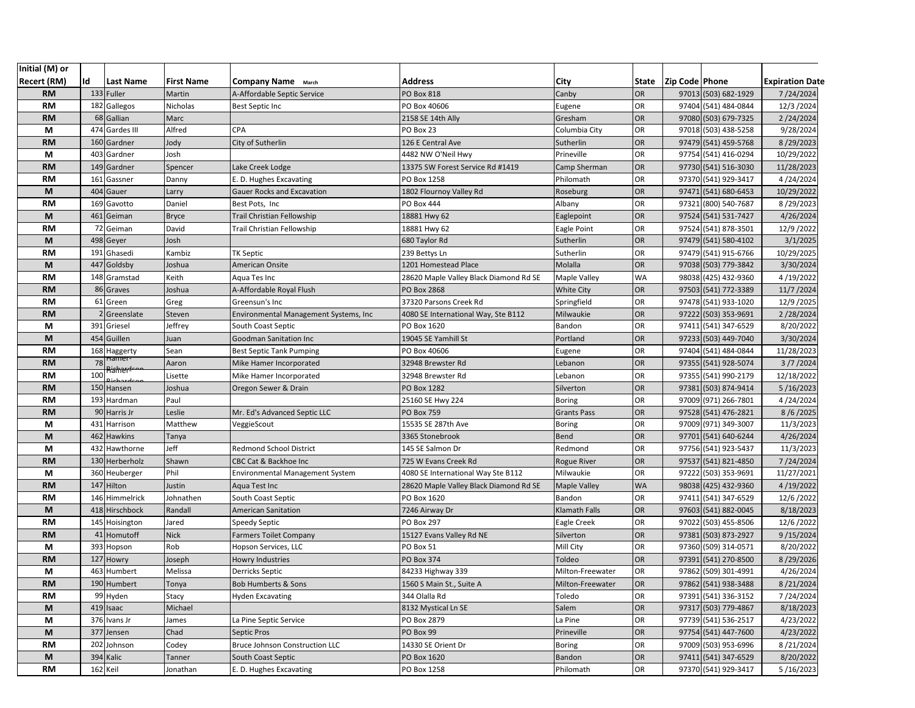| Initial (M) or Recert (RM) | Id | Last Name | First Name | Company Name March | Address | City | State | Zip Code | Phone | Expiration Date |
|---|---|---|---|---|---|---|---|---|---|---|
| RM | 133 | Fuller | Martin | A-Affordable Septic Service | PO Box 818 | Canby | OR | 97013 | (503) 682-1929 | 7 /24/2024 |
| RM | 182 | Gallegos | Nicholas | Best Septic Inc | PO Box 40606 | Eugene | OR | 97404 | (541) 484-0844 | 12/3 /2024 |
| RM | 68 | Gallian | Marc | | 2158 SE 14th Ally | Gresham | OR | 97080 | (503) 679-7325 | 2 /24/2024 |
| M | 474 | Gardes III | Alfred | CPA | PO Box 23 | Columbia City | OR | 97018 | (503) 438-5258 | 9/28/2024 |
| RM | 160 | Gardner | Jody | City of Sutherlin | 126 E Central Ave | Sutherlin | OR | 97479 | (541) 459-5768 | 8 /29/2023 |
| M | 403 | Gardner | Josh | | 4482 NW O'Neil Hwy | Prineville | OR | 97754 | (541) 416-0294 | 10/29/2022 |
| RM | 149 | Gardner | Spencer | Lake Creek Lodge | 13375 SW Forest Service Rd #1419 | Camp Sherman | OR | 97730 | (541) 516-3030 | 11/28/2023 |
| RM | 161 | Gassner | Danny | E. D. Hughes Excavating | PO Box 1258 | Philomath | OR | 97370 | (541) 929-3417 | 4 /24/2024 |
| M | 404 | Gauer | Larry | Gauer Rocks and Excavation | 1802 Flournoy Valley Rd | Roseburg | OR | 97471 | (541) 680-6453 | 10/29/2022 |
| RM | 169 | Gavotto | Daniel | Best Pots, Inc | PO Box 444 | Albany | OR | 97321 | (800) 540-7687 | 8 /29/2023 |
| M | 461 | Geiman | Bryce | Trail Christian Fellowship | 18881 Hwy 62 | Eaglepoint | OR | 97524 | (541) 531-7427 | 4/26/2024 |
| RM | 72 | Geiman | David | Trail Christian Fellowship | 18881 Hwy 62 | Eagle Point | OR | 97524 | (541) 878-3501 | 12/9 /2022 |
| M | 498 | Geyer | Josh | | 680 Taylor Rd | Sutherlin | OR | 97479 | (541) 580-4102 | 3/1/2025 |
| RM | 191 | Ghasedi | Kambiz | TK Septic | 239 Bettys Ln | Sutherlin | OR | 97479 | (541) 915-6766 | 10/29/2025 |
| M | 447 | Goldsby | Joshua | American Onsite | 1201 Homestead Place | Molalla | OR | 97038 | (503) 779-3842 | 3/30/2024 |
| RM | 148 | Gramstad | Keith | Aqua Tes Inc | 28620 Maple Valley Black Diamond Rd SE | Maple Valley | WA | 98038 | (425) 432-9360 | 4 /19/2022 |
| RM | 86 | Graves | Joshua | A-Affordable Royal Flush | PO Box 2868 | White City | OR | 97503 | (541) 772-3389 | 11/7 /2024 |
| RM | 61 | Green | Greg | Greensun's Inc | 37320 Parsons Creek Rd | Springfield | OR | 97478 | (541) 933-1020 | 12/9 /2025 |
| RM | 2 | Greenslate | Steven | Environmental Management Systems, Inc | 4080 SE International Way, Ste B112 | Milwaukie | OR | 97222 | (503) 353-9691 | 2 /28/2024 |
| M | 391 | Griesel | Jeffrey | South Coast Septic | PO Box 1620 | Bandon | OR | 97411 | (541) 347-6529 | 8/20/2022 |
| M | 454 | Guillen | Juan | Goodman Sanitation Inc | 19045 SE Yamhill St | Portland | OR | 97233 | (503) 449-7040 | 3/30/2024 |
| RM | 168 | Haggerty | Sean | Best Septic Tank Pumping | PO Box 40606 | Eugene | OR | 97404 | (541) 484-0844 | 11/28/2023 |
| RM | 78 | Hamer-Richardson | Aaron | Mike Hamer Incorporated | 32948 Brewster Rd | Lebanon | OR | 97355 | (541) 928-5074 | 3 /7 /2024 |
| RM | 100 | Hamer-Richardson | Lisette | Mike Hamer Incorporated | 32948 Brewster Rd | Lebanon | OR | 97355 | (541) 990-2179 | 12/18/2022 |
| RM | 150 | Hansen | Joshua | Oregon Sewer & Drain | PO Box 1282 | Silverton | OR | 97381 | (503) 874-9414 | 5 /16/2023 |
| RM | 193 | Hardman | Paul | | 25160 SE Hwy 224 | Boring | OR | 97009 | (971) 266-7801 | 4 /24/2024 |
| RM | 90 | Harris Jr | Leslie | Mr. Ed's Advanced Septic LLC | PO Box 759 | Grants Pass | OR | 97528 | (541) 476-2821 | 8 /6 /2025 |
| M | 431 | Harrison | Matthew | VeggieScout | 15535 SE 287th Ave | Boring | OR | 97009 | (971) 349-3007 | 11/3/2023 |
| M | 462 | Hawkins | Tanya | | 3365 Stonebrook | Bend | OR | 97701 | (541) 640-6244 | 4/26/2024 |
| M | 432 | Hawthorne | Jeff | Redmond School District | 145 SE Salmon Dr | Redmond | OR | 97756 | (541) 923-5437 | 11/3/2023 |
| RM | 130 | Herberholz | Shawn | CBC Cat & Backhoe Inc | 725 W Evans Creek Rd | Rogue River | OR | 97537 | (541) 821-4850 | 7 /24/2024 |
| M | 360 | Heuberger | Phil | Environmental Management System | 4080 SE International Way Ste B112 | Milwaukie | OR | 97222 | (503) 353-9691 | 11/27/2021 |
| RM | 147 | Hilton | Justin | Aqua Test Inc | 28620 Maple Valley Black Diamond Rd SE | Maple Valley | WA | 98038 | (425) 432-9360 | 4 /19/2022 |
| RM | 146 | Himmelrick | Johnathen | South Coast Septic | PO Box 1620 | Bandon | OR | 97411 | (541) 347-6529 | 12/6 /2022 |
| M | 418 | Hirschbock | Randall | American Sanitation | 7246 Airway Dr | Klamath Falls | OR | 97603 | (541) 882-0045 | 8/18/2023 |
| RM | 145 | Hoisington | Jared | Speedy Septic | PO Box 297 | Eagle Creek | OR | 97022 | (503) 455-8506 | 12/6 /2022 |
| RM | 41 | Homutoff | Nick | Farmers Toilet Company | 15127 Evans Valley Rd NE | Silverton | OR | 97381 | (503) 873-2927 | 9 /15/2024 |
| M | 393 | Hopson | Rob | Hopson Services, LLC | PO Box 51 | Mill City | OR | 97360 | (509) 314-0571 | 8/20/2022 |
| RM | 127 | Howry | Joseph | Howry Industries | PO Box 374 | Toldeo | OR | 97391 | (541) 270-8500 | 8 /29/2026 |
| M | 463 | Humbert | Melissa | Derricks Septic | 84233 Highway 339 | Milton-Freewater | OR | 97862 | (509) 301-4991 | 4/26/2024 |
| RM | 190 | Humbert | Tonya | Bob Humberts & Sons | 1560 S Main St., Suite A | Milton-Freewater | OR | 97862 | (541) 938-3488 | 8 /21/2024 |
| RM | 99 | Hyden | Stacy | Hyden Excavating | 344 Olalla Rd | Toledo | OR | 97391 | (541) 336-3152 | 7 /24/2024 |
| M | 419 | Isaac | Michael | | 8132 Mystical Ln SE | Salem | OR | 97317 | (503) 779-4867 | 8/18/2023 |
| M | 376 | Ivans Jr | James | La Pine Septic Service | PO Box 2879 | La Pine | OR | 97739 | (541) 536-2517 | 4/23/2022 |
| M | 377 | Jensen | Chad | Septic Pros | PO Box 99 | Prineville | OR | 97754 | (541) 447-7600 | 4/23/2022 |
| RM | 202 | Johnson | Codey | Bruce Johnson Construction LLC | 14330 SE Orient Dr | Boring | OR | 97009 | (503) 953-6996 | 8 /21/2024 |
| M | 394 | Kalic | Tanner | South Coast Septic | PO Box 1620 | Bandon | OR | 97411 | (541) 347-6529 | 8/20/2022 |
| RM | 162 | Keil | Jonathan | E. D. Hughes Excavating | PO Box 1258 | Philomath | OR | 97370 | (541) 929-3417 | 5 /16/2023 |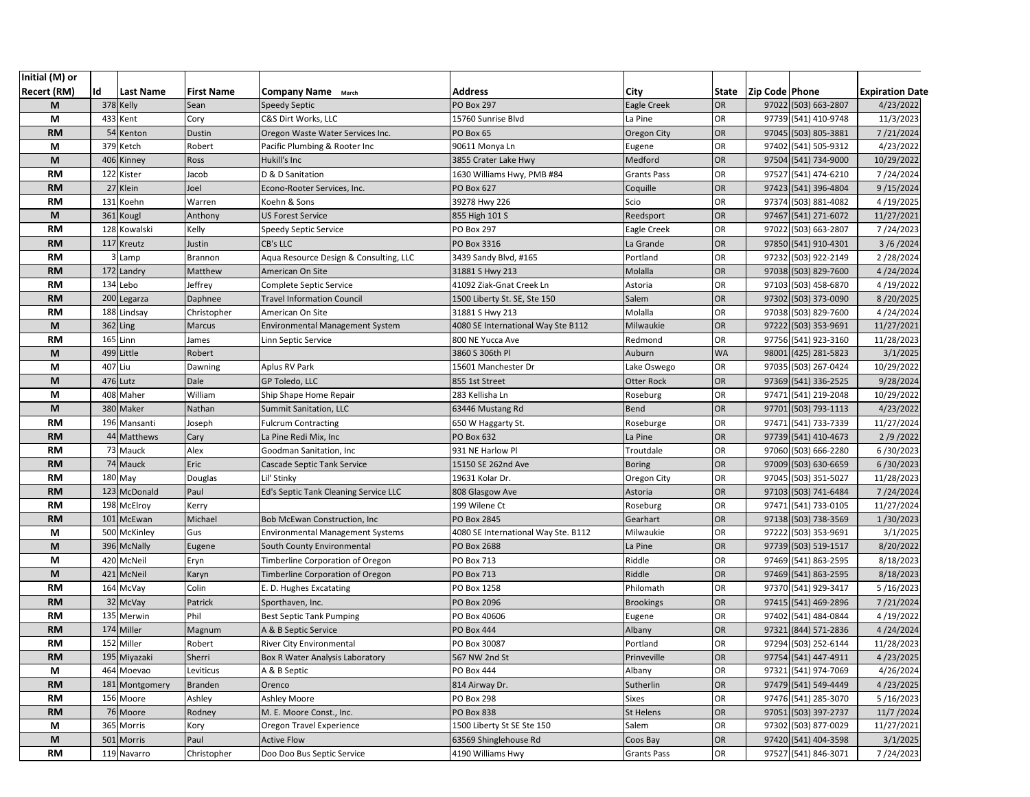| Initial (M) or Recert (RM) | Id | Last Name | First Name | Company Name March | Address | City | State | Zip Code | Phone | Expiration Date |
|---|---|---|---|---|---|---|---|---|---|---|
| M | 378 | Kelly | Sean | Speedy Septic | PO Box 297 | Eagle Creek | OR | 97022 | (503) 663-2807 | 4/23/2022 |
| M | 433 | Kent | Cory | C&S Dirt Works, LLC | 15760 Sunrise Blvd | La Pine | OR | 97739 | (541) 410-9748 | 11/3/2023 |
| RM | 54 | Kenton | Dustin | Oregon Waste Water Services Inc. | PO Box 65 | Oregon City | OR | 97045 | (503) 805-3881 | 7/21/2024 |
| M | 379 | Ketch | Robert | Pacific Plumbing & Rooter Inc | 90611 Monya Ln | Eugene | OR | 97402 | (541) 505-9312 | 4/23/2022 |
| M | 406 | Kinney | Ross | Hukill's Inc | 3855 Crater Lake Hwy | Medford | OR | 97504 | (541) 734-9000 | 10/29/2022 |
| RM | 122 | Kister | Jacob | D & D Sanitation | 1630 Williams Hwy, PMB #84 | Grants Pass | OR | 97527 | (541) 474-6210 | 7/24/2024 |
| RM | 27 | Klein | Joel | Econo-Rooter Services, Inc. | PO Box 627 | Coquille | OR | 97423 | (541) 396-4804 | 9/15/2024 |
| RM | 131 | Koehn | Warren | Koehn & Sons | 39278 Hwy 226 | Scio | OR | 97374 | (503) 881-4082 | 4/19/2025 |
| M | 361 | Kougl | Anthony | US Forest Service | 855 High 101 S | Reedsport | OR | 97467 | (541) 271-6072 | 11/27/2021 |
| RM | 128 | Kowalski | Kelly | Speedy Septic Service | PO Box 297 | Eagle Creek | OR | 97022 | (503) 663-2807 | 7/24/2023 |
| RM | 117 | Kreutz | Justin | CB's LLC | PO Box 3316 | La Grande | OR | 97850 | (541) 910-4301 | 3/6/2024 |
| RM | 3 | Lamp | Brannon | Aqua Resource Design & Consulting, LLC | 3439 Sandy Blvd, #165 | Portland | OR | 97232 | (503) 922-2149 | 2/28/2024 |
| RM | 172 | Landry | Matthew | American On Site | 31881 S Hwy 213 | Molalla | OR | 97038 | (503) 829-7600 | 4/24/2024 |
| RM | 134 | Lebo | Jeffrey | Complete Septic Service | 41092 Ziak-Gnat Creek Ln | Astoria | OR | 97103 | (503) 458-6870 | 4/19/2022 |
| RM | 200 | Legarza | Daphnee | Travel Information Council | 1500 Liberty St. SE, Ste 150 | Salem | OR | 97302 | (503) 373-0090 | 8/20/2025 |
| RM | 188 | Lindsay | Christopher | American On Site | 31881 S Hwy 213 | Molalla | OR | 97038 | (503) 829-7600 | 4/24/2024 |
| M | 362 | Ling | Marcus | Environmental Management System | 4080 SE International Way Ste B112 | Milwaukie | OR | 97222 | (503) 353-9691 | 11/27/2021 |
| RM | 165 | Linn | James | Linn Septic Service | 800 NE Yucca Ave | Redmond | OR | 97756 | (541) 923-3160 | 11/28/2023 |
| M | 499 | Little | Robert | | 3860 S 306th Pl | Auburn | WA | 98001 | (425) 281-5823 | 3/1/2025 |
| M | 407 | Liu | Dawning | Aplus RV Park | 15601 Manchester Dr | Lake Oswego | OR | 97035 | (503) 267-0424 | 10/29/2022 |
| M | 476 | Lutz | Dale | GP Toledo, LLC | 855 1st Street | Otter Rock | OR | 97369 | (541) 336-2525 | 9/28/2024 |
| M | 408 | Maher | William | Ship Shape Home Repair | 283 Kellisha Ln | Roseburg | OR | 97471 | (541) 219-2048 | 10/29/2022 |
| M | 380 | Maker | Nathan | Summit Sanitation, LLC | 63446 Mustang Rd | Bend | OR | 97701 | (503) 793-1113 | 4/23/2022 |
| RM | 196 | Mansanti | Joseph | Fulcrum Contracting | 650 W Haggarty St. | Roseburge | OR | 97471 | (541) 733-7339 | 11/27/2024 |
| RM | 44 | Matthews | Cary | La Pine Redi Mix, Inc | PO Box 632 | La Pine | OR | 97739 | (541) 410-4673 | 2/9/2022 |
| RM | 73 | Mauck | Alex | Goodman Sanitation, Inc | 931 NE Harlow Pl | Troutdale | OR | 97060 | (503) 666-2280 | 6/30/2023 |
| RM | 74 | Mauck | Eric | Cascade Septic Tank Service | 15150 SE 262nd Ave | Boring | OR | 97009 | (503) 630-6659 | 6/30/2023 |
| RM | 180 | May | Douglas | Lil' Stinky | 19631 Kolar Dr. | Oregon City | OR | 97045 | (503) 351-5027 | 11/28/2023 |
| RM | 123 | McDonald | Paul | Ed's Septic Tank Cleaning Service LLC | 808 Glasgow Ave | Astoria | OR | 97103 | (503) 741-6484 | 7/24/2024 |
| RM | 198 | McElroy | Kerry | | 199 Wilene Ct | Roseburg | OR | 97471 | (541) 733-0105 | 11/27/2024 |
| RM | 101 | McEwan | Michael | Bob McEwan Construction, Inc | PO Box 2845 | Gearhart | OR | 97138 | (503) 738-3569 | 1/30/2023 |
| M | 500 | McKinley | Gus | Environmental Management Systems | 4080 SE International Way Ste. B112 | Milwaukie | OR | 97222 | (503) 353-9691 | 3/1/2025 |
| M | 396 | McNally | Eugene | South County Environmental | PO Box 2688 | La Pine | OR | 97739 | (503) 519-1517 | 8/20/2022 |
| M | 420 | McNeil | Eryn | Timberline Corporation of Oregon | PO Box 713 | Riddle | OR | 97469 | (541) 863-2595 | 8/18/2023 |
| M | 421 | McNeil | Karyn | Timberline Corporation of Oregon | PO Box 713 | Riddle | OR | 97469 | (541) 863-2595 | 8/18/2023 |
| RM | 164 | McVay | Colin | E. D. Hughes Excatating | PO Box 1258 | Philomath | OR | 97370 | (541) 929-3417 | 5/16/2023 |
| RM | 32 | McVay | Patrick | Sporthaven, Inc. | PO Box 2096 | Brookings | OR | 97415 | (541) 469-2896 | 7/21/2024 |
| RM | 135 | Merwin | Phil | Best Septic Tank Pumping | PO Box 40606 | Eugene | OR | 97402 | (541) 484-0844 | 4/19/2022 |
| RM | 174 | Miller | Magnum | A & B Septic Service | PO Box 444 | Albany | OR | 97321 | (844) 571-2836 | 4/24/2024 |
| RM | 152 | Miller | Robert | River City Environmental | PO Box 30087 | Portland | OR | 97294 | (503) 252-6144 | 11/28/2023 |
| RM | 195 | Miyazaki | Sherri | Box R Water Analysis Laboratory | 567 NW 2nd St | Prinveville | OR | 97754 | (541) 447-4911 | 4/23/2025 |
| M | 464 | Moevao | Leviticus | A & B Septic | PO Box 444 | Albany | OR | 97321 | (541) 974-7069 | 4/26/2024 |
| RM | 181 | Montgomery | Branden | Orenco | 814 Airway Dr. | Sutherlin | OR | 97479 | (541) 549-4449 | 4/23/2025 |
| RM | 156 | Moore | Ashley | Ashley Moore | PO Box 298 | Sixes | OR | 97476 | (541) 285-3070 | 5/16/2023 |
| RM | 76 | Moore | Rodney | M. E. Moore Const., Inc. | PO Box 838 | St Helens | OR | 97051 | (503) 397-2737 | 11/7/2024 |
| M | 365 | Morris | Kory | Oregon Travel Experience | 1500 Liberty St SE Ste 150 | Salem | OR | 97302 | (503) 877-0029 | 11/27/2021 |
| M | 501 | Morris | Paul | Active Flow | 63569 Shinglehouse Rd | Coos Bay | OR | 97420 | (541) 404-3598 | 3/1/2025 |
| RM | 119 | Navarro | Christopher | Doo Doo Bus Septic Service | 4190 Williams Hwy | Grants Pass | OR | 97527 | (541) 846-3071 | 7/24/2023 |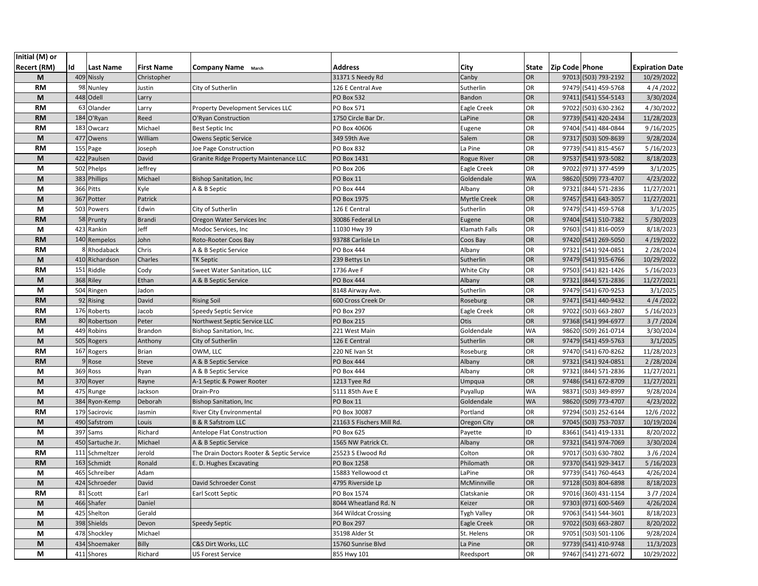| Initial (M) or Recert (RM) | Id | Last Name | First Name | Company Name March | Address | City | State | Zip Code | Phone | Expiration Date |
|---|---|---|---|---|---|---|---|---|---|---|
| M | 409 | Nissly | Christopher | | 31371 S Needy Rd | Canby | OR | 97013 | (503) 793-2192 | 10/29/2022 |
| RM | 98 | Nunley | Justin | City of Sutherlin | 126 E Central Ave | Sutherlin | OR | 97479 | (541) 459-5768 | 4 /4 /2022 |
| M | 448 | Odell | Larry | | PO Box 532 | Bandon | OR | 97411 | (541) 554-5143 | 3/30/2024 |
| RM | 63 | Olander | Larry | Property Development Services LLC | PO Box 571 | Eagle Creek | OR | 97022 | (503) 630-2362 | 4 /30/2022 |
| RM | 184 | O'Ryan | Reed | O'Ryan Construction | 1750 Circle Bar Dr. | LaPine | OR | 97739 | (541) 420-2434 | 11/28/2023 |
| RM | 183 | Owcarz | Michael | Best Septic Inc | PO Box 40606 | Eugene | OR | 97404 | (541) 484-0844 | 9 /16/2025 |
| M | 477 | Owens | William | Owens Septic Service | 349 59th Ave | Salem | OR | 97317 | (503) 509-8639 | 9/28/2024 |
| RM | 155 | Page | Joseph | Joe Page Construction | PO Box 832 | La Pine | OR | 97739 | (541) 815-4567 | 5 /16/2023 |
| M | 422 | Paulsen | David | Granite Ridge Property Maintenance LLC | PO Box 1431 | Rogue River | OR | 97537 | (541) 973-5082 | 8/18/2023 |
| M | 502 | Phelps | Jeffrey | | PO Box 206 | Eagle Creek | OR | 97022 | (971) 377-4599 | 3/1/2025 |
| M | 383 | Phillips | Michael | Bishop Sanitation, Inc | PO Box 11 | Goldendale | WA | 98620 | (509) 773-4707 | 4/23/2022 |
| M | 366 | Pitts | Kyle | A & B Septic | PO Box 444 | Albany | OR | 97321 | (844) 571-2836 | 11/27/2021 |
| M | 367 | Potter | Patrick | | PO Box 1975 | Myrtle Creek | OR | 97457 | (541) 643-3057 | 11/27/2021 |
| M | 503 | Powers | Edwin | City of Sutherlin | 126 E Central | Sutherlin | OR | 97479 | (541) 459-5768 | 3/1/2025 |
| RM | 58 | Prunty | Brandi | Oregon Water Services Inc | 30086 Federal Ln | Eugene | OR | 97404 | (541) 510-7382 | 5 /30/2023 |
| M | 423 | Rankin | Jeff | Modoc Services, Inc | 11030 Hwy 39 | Klamath Falls | OR | 97603 | (541) 816-0059 | 8/18/2023 |
| RM | 140 | Rempelos | John | Roto-Rooter Coos Bay | 93788 Carlisle Ln | Coos Bay | OR | 97420 | (541) 269-5050 | 4 /19/2022 |
| RM | 8 | Rhodaback | Chris | A & B Septic Service | PO Box 444 | Albany | OR | 97321 | (541) 924-0851 | 2 /28/2024 |
| M | 410 | Richardson | Charles | TK Septic | 239 Bettys Ln | Sutherlin | OR | 97479 | (541) 915-6766 | 10/29/2022 |
| RM | 151 | Riddle | Cody | Sweet Water Sanitation, LLC | 1736 Ave F | White City | OR | 97503 | (541) 821-1426 | 5 /16/2023 |
| M | 368 | Riley | Ethan | A & B Septic Service | PO Box 444 | Albany | OR | 97321 | (844) 571-2836 | 11/27/2021 |
| M | 504 | Ringen | Jadon | | 8148 Airway Ave. | Sutherlin | OR | 97479 | (541) 670-9253 | 3/1/2025 |
| RM | 92 | Rising | David | Rising Soil | 600 Cross Creek Dr | Roseburg | OR | 97471 | (541) 440-9432 | 4 /4 /2022 |
| RM | 176 | Roberts | Jacob | Speedy Septic Service | PO Box 297 | Eagle Creek | OR | 97022 | (503) 663-2807 | 5 /16/2023 |
| RM | 80 | Robertson | Peter | Northwest Septic Service LLC | PO Box 215 | Otis | OR | 97368 | (541) 994-6977 | 3 /7 /2024 |
| M | 449 | Robins | Brandon | Bishop Sanitation, Inc. | 221 West Main | Goldendale | WA | 98620 | (509) 261-0714 | 3/30/2024 |
| M | 505 | Rogers | Anthony | City of Sutherlin | 126 E Central | Sutherlin | OR | 97479 | (541) 459-5763 | 3/1/2025 |
| RM | 167 | Rogers | Brian | OWM, LLC | 220 NE Ivan St | Roseburg | OR | 97470 | (541) 670-8262 | 11/28/2023 |
| RM | 9 | Rose | Steve | A & B Septic Service | PO Box 444 | Albany | OR | 97321 | (541) 924-0851 | 2 /28/2024 |
| M | 369 | Ross | Ryan | A & B Septic Service | PO Box 444 | Albany | OR | 97321 | (844) 571-2836 | 11/27/2021 |
| M | 370 | Royer | Rayne | A-1 Septic & Power Rooter | 1213 Tyee Rd | Umpqua | OR | 97486 | (541) 672-8709 | 11/27/2021 |
| M | 475 | Runge | Jackson | Drain-Pro | 5111 85th Ave E | Puyallup | WA | 98371 | (503) 349-8997 | 9/28/2024 |
| M | 384 | Ryon-Kemp | Deborah | Bishop Sanitation, Inc | PO Box 11 | Goldendale | WA | 98620 | (509) 773-4707 | 4/23/2022 |
| RM | 179 | Sacirovic | Jasmin | River City Environmental | PO Box 30087 | Portland | OR | 97294 | (503) 252-6144 | 12/6 /2022 |
| M | 490 | Safstrom | Louis | B & R Safstrom LLC | 21163 S Fischers Mill Rd. | Oregon City | OR | 97045 | (503) 753-7037 | 10/19/2024 |
| M | 397 | Sams | Richard | Antelope Flat Construction | PO Box 625 | Payette | ID | 83661 | (541) 419-1331 | 8/20/2022 |
| M | 450 | Sartuche Jr. | Michael | A & B Septic Service | 1565 NW Patrick Ct. | Albany | OR | 97321 | (541) 974-7069 | 3/30/2024 |
| RM | 111 | Schmeltzer | Jerold | The Drain Doctors Rooter & Septic Service | 25523 S Elwood Rd | Colton | OR | 97017 | (503) 630-7802 | 3 /6 /2024 |
| RM | 163 | Schmidt | Ronald | E. D. Hughes Excavating | PO Box 1258 | Philomath | OR | 97370 | (541) 929-3417 | 5 /16/2023 |
| M | 465 | Schreiber | Adam | | 15883 Yellowood ct | LaPine | OR | 97739 | (541) 760-4643 | 4/26/2024 |
| M | 424 | Schroeder | David | David Schroeder Const | 4795 Riverside Lp | McMinnville | OR | 97128 | (503) 804-6898 | 8/18/2023 |
| RM | 81 | Scott | Earl | Earl Scott Septic | PO Box 1574 | Clatskanie | OR | 97016 | (360) 431-1154 | 3 /7 /2024 |
| M | 466 | Shafer | Daniel | | 8044 Wheatland Rd. N | Keizer | OR | 97303 | (971) 600-5469 | 4/26/2024 |
| M | 425 | Shelton | Gerald | | 364 Wildcat Crossing | Tygh Valley | OR | 97063 | (541) 544-3601 | 8/18/2023 |
| M | 398 | Shields | Devon | Speedy Septic | PO Box 297 | Eagle Creek | OR | 97022 | (503) 663-2807 | 8/20/2022 |
| M | 478 | Shockley | Michael | | 35198 Alder St | St. Helens | OR | 97051 | (503) 501-1106 | 9/28/2024 |
| M | 434 | Shoemaker | Billy | C&S Dirt Works, LLC | 15760 Sunrise Blvd | La Pine | OR | 97739 | (541) 410-9748 | 11/3/2023 |
| M | 411 | Shores | Richard | US Forest Service | 855 Hwy 101 | Reedsport | OR | 97467 | (541) 271-6072 | 10/29/2022 |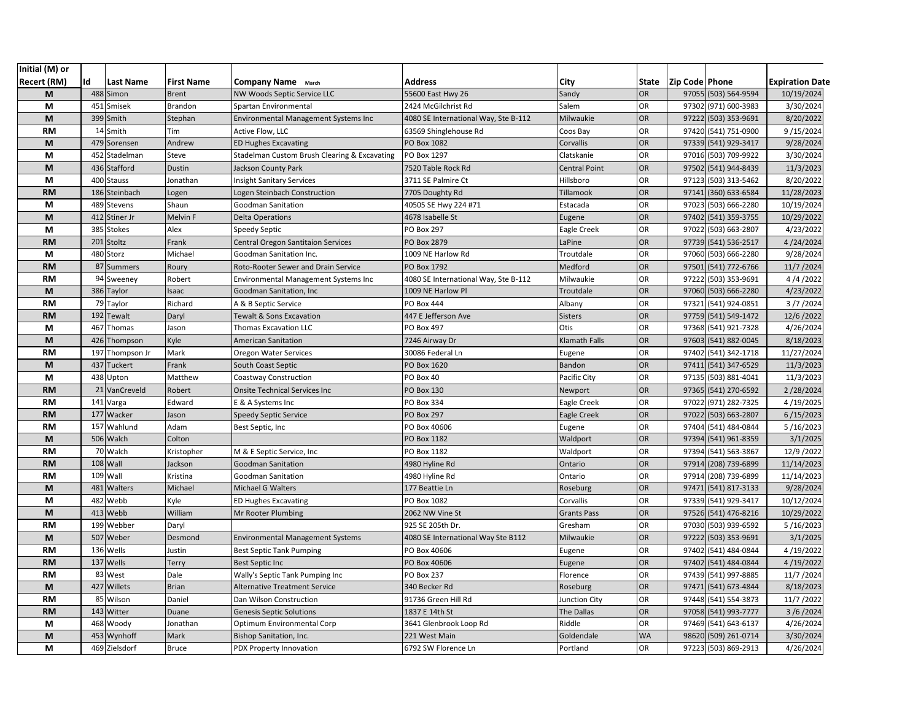| Initial (M) or Recert (RM) | Id | Last Name | First Name | Company Name March | Address | City | State | Zip Code | Phone | Expiration Date |
|---|---|---|---|---|---|---|---|---|---|---|
| M | 488 | Simon | Brent | NW Woods Septic Service LLC | 55600 East Hwy 26 | Sandy | OR | 97055 | (503) 564-9594 | 10/19/2024 |
| M | 451 | Smisek | Brandon | Spartan Environmental | 2424 McGilchrist Rd | Salem | OR | 97302 | (971) 600-3983 | 3/30/2024 |
| M | 399 | Smith | Stephan | Environmental Management Systems Inc | 4080 SE International Way, Ste B-112 | Milwaukie | OR | 97222 | (503) 353-9691 | 8/20/2022 |
| RM | 14 | Smith | Tim | Active Flow, LLC | 63569 Shinglehouse Rd | Coos Bay | OR | 97420 | (541) 751-0900 | 9 /15/2024 |
| M | 479 | Sorensen | Andrew | ED Hughes Excavating | PO Box 1082 | Corvallis | OR | 97339 | (541) 929-3417 | 9/28/2024 |
| M | 452 | Stadelman | Steve | Stadelman Custom Brush Clearing & Excavating | PO Box 1297 | Clatskanie | OR | 97016 | (503) 709-9922 | 3/30/2024 |
| M | 436 | Stafford | Dustin | Jackson County Park | 7520 Table Rock Rd | Central Point | OR | 97502 | (541) 944-8439 | 11/3/2023 |
| M | 400 | Stauss | Jonathan | Insight Sanitary Services | 3711 SE Palmire Ct | Hillsboro | OR | 97123 | (503) 313-5462 | 8/20/2022 |
| RM | 186 | Steinbach | Logen | Logen Steinbach Construction | 7705 Doughty Rd | Tillamook | OR | 97141 | (360) 633-6584 | 11/28/2023 |
| M | 489 | Stevens | Shaun | Goodman Sanitation | 40505 SE Hwy 224 #71 | Estacada | OR | 97023 | (503) 666-2280 | 10/19/2024 |
| M | 412 | Stiner Jr | Melvin F | Delta Operations | 4678 Isabelle St | Eugene | OR | 97402 | (541) 359-3755 | 10/29/2022 |
| M | 385 | Stokes | Alex | Speedy Septic | PO Box 297 | Eagle Creek | OR | 97022 | (503) 663-2807 | 4/23/2022 |
| RM | 201 | Stoltz | Frank | Central Oregon Santitaion Services | PO Box 2879 | LaPine | OR | 97739 | (541) 536-2517 | 4 /24/2024 |
| M | 480 | Storz | Michael | Goodman Sanitation Inc. | 1009 NE Harlow Rd | Troutdale | OR | 97060 | (503) 666-2280 | 9/28/2024 |
| RM | 87 | Summers | Roury | Roto-Rooter Sewer and Drain Service | PO Box 1792 | Medford | OR | 97501 | (541) 772-6766 | 11/7 /2024 |
| RM | 94 | Sweeney | Robert | Environmental Management Systems Inc | 4080 SE International Way, Ste B-112 | Milwaukie | OR | 97222 | (503) 353-9691 | 4 /4 /2022 |
| M | 386 | Taylor | Isaac | Goodman Sanitation, Inc | 1009 NE Harlow Pl | Troutdale | OR | 97060 | (503) 666-2280 | 4/23/2022 |
| RM | 79 | Taylor | Richard | A & B Septic Service | PO Box 444 | Albany | OR | 97321 | (541) 924-0851 | 3 /7 /2024 |
| RM | 192 | Tewalt | Daryl | Tewalt & Sons Excavation | 447 E Jefferson Ave | Sisters | OR | 97759 | (541) 549-1472 | 12/6 /2022 |
| M | 467 | Thomas | Jason | Thomas Excavation LLC | PO Box 497 | Otis | OR | 97368 | (541) 921-7328 | 4/26/2024 |
| M | 426 | Thompson | Kyle | American Sanitation | 7246 Airway Dr | Klamath Falls | OR | 97603 | (541) 882-0045 | 8/18/2023 |
| RM | 197 | Thompson Jr | Mark | Oregon Water Services | 30086 Federal Ln | Eugene | OR | 97402 | (541) 342-1718 | 11/27/2024 |
| M | 437 | Tuckert | Frank | South Coast Septic | PO Box 1620 | Bandon | OR | 97411 | (541) 347-6529 | 11/3/2023 |
| M | 438 | Upton | Matthew | Coastway Construction | PO Box 40 | Pacific City | OR | 97135 | (503) 881-4041 | 11/3/2023 |
| RM | 21 | VanCreveld | Robert | Onsite Technical Services Inc | PO Box 130 | Newport | OR | 97365 | (541) 270-6592 | 2 /28/2024 |
| RM | 141 | Varga | Edward | E & A Systems Inc | PO Box 334 | Eagle Creek | OR | 97022 | (971) 282-7325 | 4 /19/2025 |
| RM | 177 | Wacker | Jason | Speedy Septic Service | PO Box 297 | Eagle Creek | OR | 97022 | (503) 663-2807 | 6 /15/2023 |
| RM | 157 | Wahlund | Adam | Best Septic, Inc | PO Box 40606 | Eugene | OR | 97404 | (541) 484-0844 | 5 /16/2023 |
| M | 506 | Walch | Colton | | PO Box 1182 | Waldport | OR | 97394 | (541) 961-8359 | 3/1/2025 |
| RM | 70 | Walch | Kristopher | M & E Septic Service, Inc | PO Box 1182 | Waldport | OR | 97394 | (541) 563-3867 | 12/9 /2022 |
| RM | 108 | Wall | Jackson | Goodman Sanitation | 4980 Hyline Rd | Ontario | OR | 97914 | (208) 739-6899 | 11/14/2023 |
| RM | 109 | Wall | Kristina | Goodman Sanitation | 4980 Hyline Rd | Ontario | OR | 97914 | (208) 739-6899 | 11/14/2023 |
| M | 481 | Walters | Michael | Michael G Walters | 177 Beattie Ln | Roseburg | OR | 97471 | (541) 817-3133 | 9/28/2024 |
| M | 482 | Webb | Kyle | ED Hughes Excavating | PO Box 1082 | Corvallis | OR | 97339 | (541) 929-3417 | 10/12/2024 |
| M | 413 | Webb | William | Mr Rooter Plumbing | 2062 NW Vine St | Grants Pass | OR | 97526 | (541) 476-8216 | 10/29/2022 |
| RM | 199 | Webber | Daryl | | 925 SE 205th Dr. | Gresham | OR | 97030 | (503) 939-6592 | 5 /16/2023 |
| M | 507 | Weber | Desmond | Environmental Management Systems | 4080 SE International Way Ste B112 | Milwaukie | OR | 97222 | (503) 353-9691 | 3/1/2025 |
| RM | 136 | Wells | Justin | Best Septic Tank Pumping | PO Box 40606 | Eugene | OR | 97402 | (541) 484-0844 | 4 /19/2022 |
| RM | 137 | Wells | Terry | Best Septic Inc | PO Box 40606 | Eugene | OR | 97402 | (541) 484-0844 | 4 /19/2022 |
| RM | 83 | West | Dale | Wally's Septic Tank Pumping Inc | PO Box 237 | Florence | OR | 97439 | (541) 997-8885 | 11/7 /2024 |
| M | 427 | Willets | Brian | Alternative Treatment Service | 340 Becker Rd | Roseburg | OR | 97471 | (541) 673-4844 | 8/18/2023 |
| RM | 85 | Wilson | Daniel | Dan Wilson Construction | 91736 Green Hill Rd | Junction City | OR | 97448 | (541) 554-3873 | 11/7 /2022 |
| RM | 143 | Witter | Duane | Genesis Septic Solutions | 1837 E 14th St | The Dallas | OR | 97058 | (541) 993-7777 | 3 /6 /2024 |
| M | 468 | Woody | Jonathan | Optimum Environmental Corp | 3641 Glenbrook Loop Rd | Riddle | OR | 97469 | (541) 643-6137 | 4/26/2024 |
| M | 453 | Wynhoff | Mark | Bishop Sanitation, Inc. | 221 West Main | Goldendale | WA | 98620 | (509) 261-0714 | 3/30/2024 |
| M | 469 | Zielsdorf | Bruce | PDX Property Innovation | 6792 SW Florence Ln | Portland | OR | 97223 | (503) 869-2913 | 4/26/2024 |